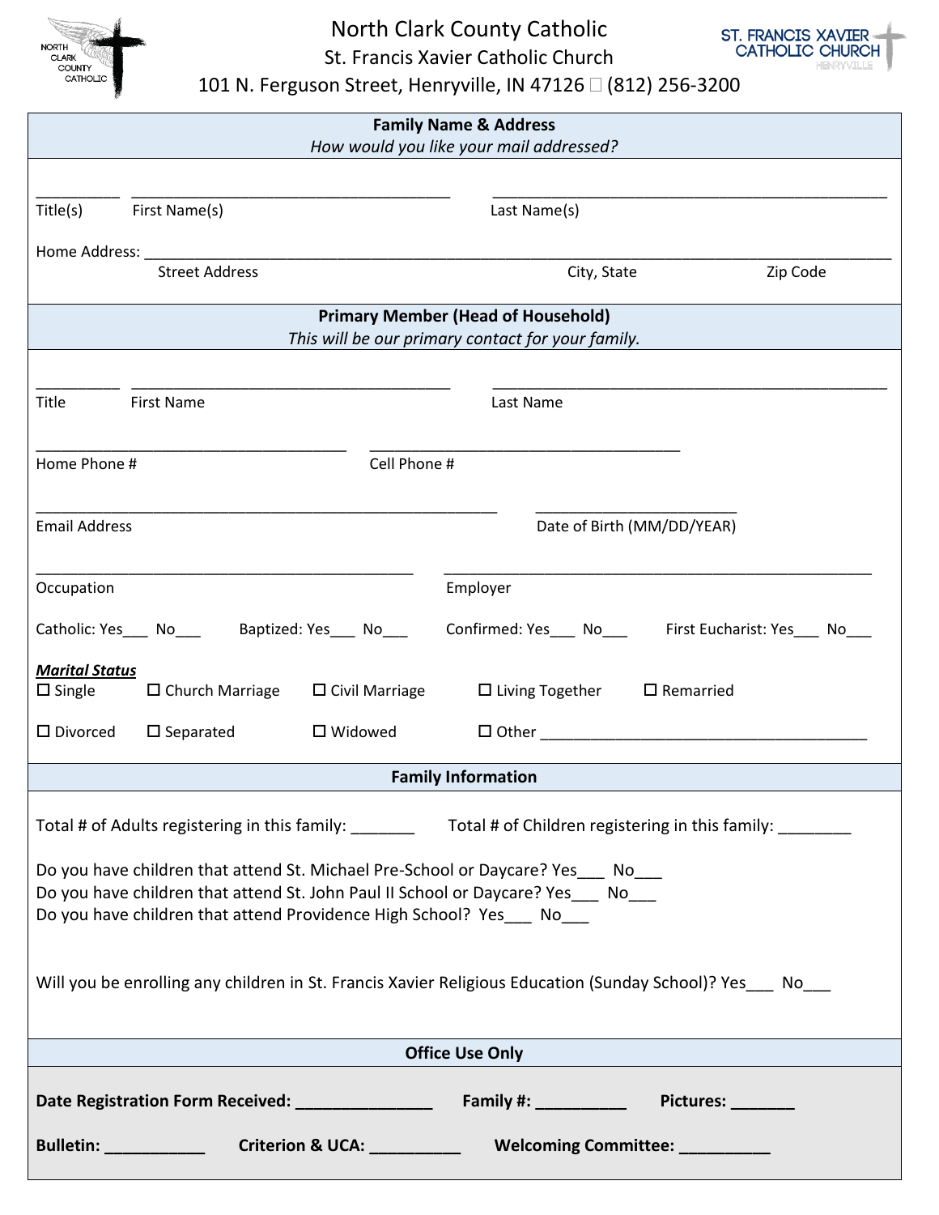# North Clark County Catholic

St. Francis Xavier Catholic Church

101 N. Ferguson Street, Henryville, IN 47126 □ (812) 256-3200

ST. FRANCIS XAVIER CATHOLIC CHURCH HENRYVILLE

## Family Name & Address

*How would you like your mail addressed?*

_________ ____________________________________ ____________________________________________

Title(s) First Name(s) Last Name(s)

Home Address: ____________________________________________________________________________________

Street Address City, State Zip Code

## Primary Member (Head of Household)

*This will be our primary contact for your family.*

_________ ____________________________________ ____________________________________________

Title First Name Last Name

___________________________________ ___________________________________

Home Phone # Cell Phone #

____________________________________________________ ______________________

Email Address Date of Birth (MM/DD/YEAR)

__________________________________________ ________________________________________________

Occupation Employer

Catholic: Yes___ No___ Baptized: Yes___ No___ Confirmed: Yes___ No___ First Eucharist: Yes___ No___

***Marital Status***

☐ Single ☐ Church Marriage ☐ Civil Marriage ☐ Living Together ☐ Remarried

☐ Divorced ☐ Separated ☐ Widowed ☐ Other ____________________________________

## Family Information

Total # of Adults registering in this family: _______ Total # of Children registering in this family: ________

Do you have children that attend St. Michael Pre-School or Daycare? Yes___ No___
Do you have children that attend St. John Paul II School or Daycare? Yes___ No___
Do you have children that attend Providence High School? Yes___ No___

Will you be enrolling any children in St. Francis Xavier Religious Education (Sunday School)? Yes___ No___

## Office Use Only

**Date Registration Form Received:** _______________ **Family #:** __________ **Pictures:** _______

**Bulletin:** ___________ **Criterion & UCA:** __________ **Welcoming Committee:** __________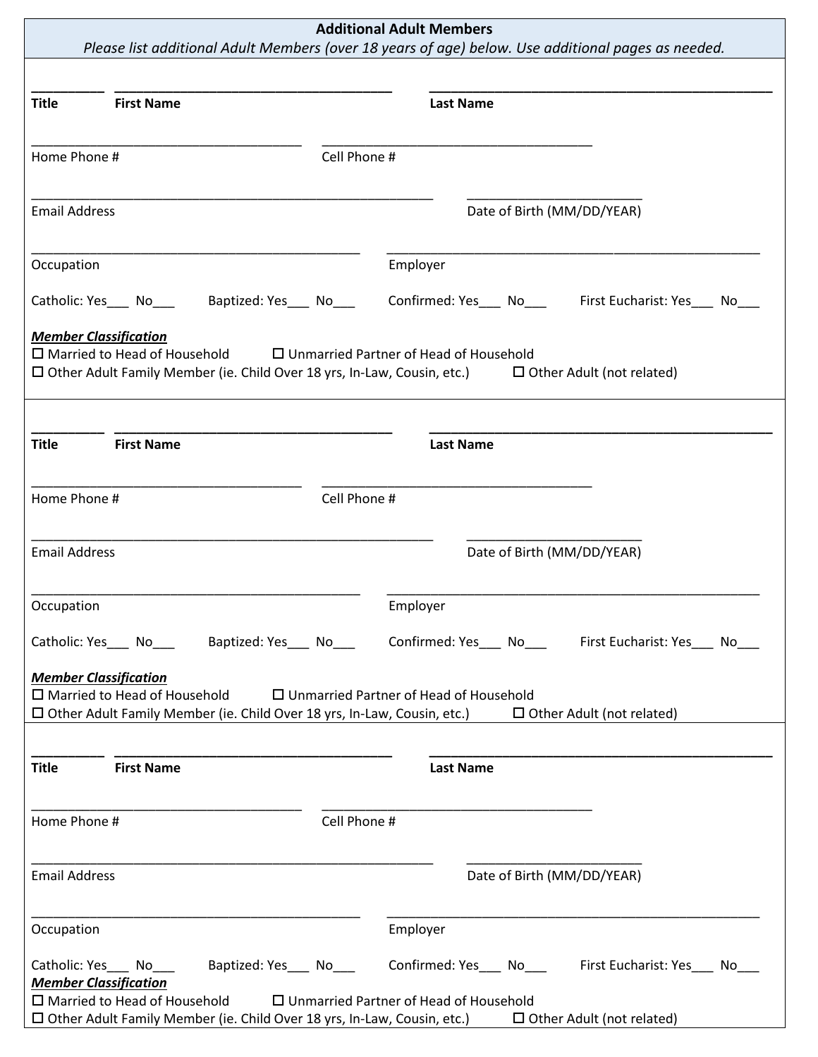**Additional Adult Members**

*Please list additional Adult Members (over 18 years of age) below. Use additional pages as needed.*

__________ ______________________________________ ______________________________________________

**Title** **First Name** **Last Name**

_____________________________________ _____________________________________

Home Phone # Cell Phone #

_______________________________________________________ ________________________

Email Address Date of Birth (MM/DD/YEAR)

_____________________________________________ ___________________________________________________

Occupation Employer

Catholic: Yes___ No___ Baptized: Yes___ No___ Confirmed: Yes___ No___ First Eucharist: Yes___ No___

***Member Classification***

☐ Married to Head of Household ☐ Unmarried Partner of Head of Household

☐ Other Adult Family Member (ie. Child Over 18 yrs, In-Law, Cousin, etc.) ☐ Other Adult (not related)

---

__________ ______________________________________ ______________________________________________

**Title** **First Name** **Last Name**

_____________________________________ _____________________________________

Home Phone # Cell Phone #

_______________________________________________________ ________________________

Email Address Date of Birth (MM/DD/YEAR)

_____________________________________________ ___________________________________________________

Occupation Employer

Catholic: Yes___ No___ Baptized: Yes___ No___ Confirmed: Yes___ No___ First Eucharist: Yes___ No___

***Member Classification***

☐ Married to Head of Household ☐ Unmarried Partner of Head of Household

☐ Other Adult Family Member (ie. Child Over 18 yrs, In-Law, Cousin, etc.) ☐ Other Adult (not related)

---

__________ ______________________________________ ______________________________________________

**Title** **First Name** **Last Name**

_____________________________________ _____________________________________

Home Phone # Cell Phone #

_______________________________________________________ ________________________

Email Address Date of Birth (MM/DD/YEAR)

_____________________________________________ ___________________________________________________

Occupation Employer

Catholic: Yes___ No___ Baptized: Yes___ No___ Confirmed: Yes___ No___ First Eucharist: Yes___ No___

***Member Classification***

☐ Married to Head of Household ☐ Unmarried Partner of Head of Household

☐ Other Adult Family Member (ie. Child Over 18 yrs, In-Law, Cousin, etc.) ☐ Other Adult (not related)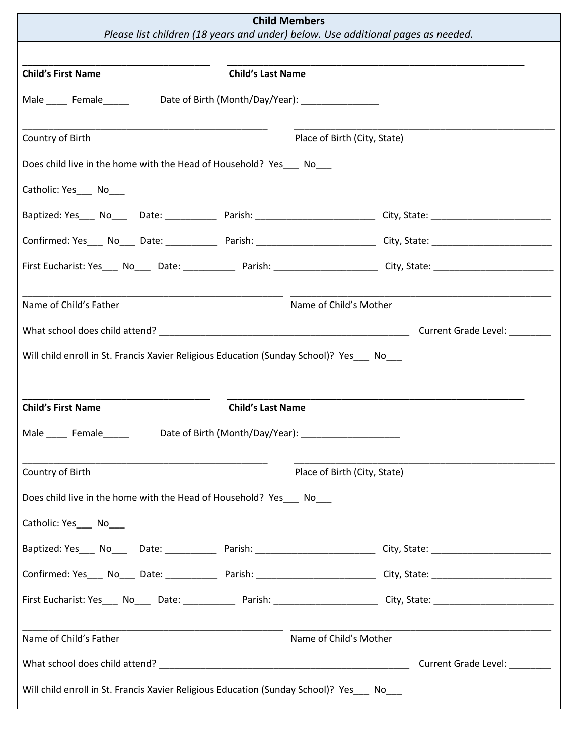**Child Members**

*Please list children (18 years and under) below. Use additional pages as needed.*

\_\_\_\_\_\_\_\_\_\_\_\_\_\_\_\_\_\_\_\_\_\_\_\_\_\_\_\_\_\_\_\_\_\_\_\_\_\_ \_\_\_\_\_\_\_\_\_\_\_\_\_\_\_\_\_\_\_\_\_\_\_\_\_\_\_\_\_\_\_\_\_\_\_\_\_\_\_\_\_\_\_\_\_\_\_\_\_\_\_\_\_\_\_\_\_\_\_\_

**Child's First Name** **Child's Last Name**

Male \_\_\_\_ Female\_\_\_\_\_ Date of Birth (Month/Day/Year): \_\_\_\_\_\_\_\_\_\_\_\_\_\_\_

\_\_\_\_\_\_\_\_\_\_\_\_\_\_\_\_\_\_\_\_\_\_\_\_\_\_\_\_\_\_\_\_\_\_\_\_\_\_\_\_\_\_\_\_\_\_\_\_ \_\_\_\_\_\_\_\_\_\_\_\_\_\_\_\_\_\_\_\_\_\_\_\_\_\_\_\_\_\_\_\_\_\_\_\_\_\_\_\_\_\_\_\_\_\_\_\_\_\_\_

Country of Birth Place of Birth (City, State)

Does child live in the home with the Head of Household? Yes\_\_\_ No\_\_\_

Catholic: Yes\_\_\_ No\_\_\_

Baptized: Yes\_\_\_ No\_\_\_ Date: \_\_\_\_\_\_\_\_\_\_ Parish: \_\_\_\_\_\_\_\_\_\_\_\_\_\_\_\_\_\_\_\_\_\_\_\_ City, State: \_\_\_\_\_\_\_\_\_\_\_\_\_\_\_\_\_\_\_\_\_\_\_\_

Confirmed: Yes\_\_\_ No\_\_\_ Date: \_\_\_\_\_\_\_\_\_\_ Parish: \_\_\_\_\_\_\_\_\_\_\_\_\_\_\_\_\_\_\_\_\_\_\_\_ City, State: \_\_\_\_\_\_\_\_\_\_\_\_\_\_\_\_\_\_\_\_\_\_\_\_

First Eucharist: Yes\_\_\_ No\_\_\_ Date: \_\_\_\_\_\_\_\_\_\_ Parish: \_\_\_\_\_\_\_\_\_\_\_\_\_\_\_\_\_\_\_\_\_ City, State: \_\_\_\_\_\_\_\_\_\_\_\_\_\_\_\_\_\_\_\_\_\_\_\_

\_\_\_\_\_\_\_\_\_\_\_\_\_\_\_\_\_\_\_\_\_\_\_\_\_\_\_\_\_\_\_\_\_\_\_\_\_\_\_\_\_\_\_\_\_\_\_\_\_\_\_ \_\_\_\_\_\_\_\_\_\_\_\_\_\_\_\_\_\_\_\_\_\_\_\_\_\_\_\_\_\_\_\_\_\_\_\_\_\_\_\_\_\_\_\_\_\_\_\_\_\_\_

Name of Child's Father Name of Child's Mother

What school does child attend? \_\_\_\_\_\_\_\_\_\_\_\_\_\_\_\_\_\_\_\_\_\_\_\_\_\_\_\_\_\_\_\_\_\_\_\_\_\_\_\_\_\_\_\_\_\_\_\_\_\_ Current Grade Level: \_\_\_\_\_\_\_\_

Will child enroll in St. Francis Xavier Religious Education (Sunday School)? Yes\_\_\_ No\_\_\_

---

\_\_\_\_\_\_\_\_\_\_\_\_\_\_\_\_\_\_\_\_\_\_\_\_\_\_\_\_\_\_\_\_\_\_\_\_\_\_ \_\_\_\_\_\_\_\_\_\_\_\_\_\_\_\_\_\_\_\_\_\_\_\_\_\_\_\_\_\_\_\_\_\_\_\_\_\_\_\_\_\_\_\_\_\_\_\_\_\_\_\_\_\_\_\_\_\_\_\_

**Child's First Name** **Child's Last Name**

Male \_\_\_\_ Female\_\_\_\_\_ Date of Birth (Month/Day/Year): \_\_\_\_\_\_\_\_\_\_\_\_\_\_\_\_\_\_\_

\_\_\_\_\_\_\_\_\_\_\_\_\_\_\_\_\_\_\_\_\_\_\_\_\_\_\_\_\_\_\_\_\_\_\_\_\_\_\_\_\_\_\_\_\_\_\_\_ \_\_\_\_\_\_\_\_\_\_\_\_\_\_\_\_\_\_\_\_\_\_\_\_\_\_\_\_\_\_\_\_\_\_\_\_\_\_\_\_\_\_\_\_\_\_\_\_\_\_\_

Country of Birth Place of Birth (City, State)

Does child live in the home with the Head of Household? Yes\_\_\_ No\_\_\_

Catholic: Yes\_\_\_ No\_\_\_

Baptized: Yes\_\_\_ No\_\_\_ Date: \_\_\_\_\_\_\_\_\_\_ Parish: \_\_\_\_\_\_\_\_\_\_\_\_\_\_\_\_\_\_\_\_\_\_\_\_ City, State: \_\_\_\_\_\_\_\_\_\_\_\_\_\_\_\_\_\_\_\_\_\_\_\_

Confirmed: Yes\_\_\_ No\_\_\_ Date: \_\_\_\_\_\_\_\_\_\_ Parish: \_\_\_\_\_\_\_\_\_\_\_\_\_\_\_\_\_\_\_\_\_\_\_\_ City, State: \_\_\_\_\_\_\_\_\_\_\_\_\_\_\_\_\_\_\_\_\_\_\_\_

First Eucharist: Yes\_\_\_ No\_\_\_ Date: \_\_\_\_\_\_\_\_\_\_ Parish: \_\_\_\_\_\_\_\_\_\_\_\_\_\_\_\_\_\_\_\_\_ City, State: \_\_\_\_\_\_\_\_\_\_\_\_\_\_\_\_\_\_\_\_\_\_\_\_

\_\_\_\_\_\_\_\_\_\_\_\_\_\_\_\_\_\_\_\_\_\_\_\_\_\_\_\_\_\_\_\_\_\_\_\_\_\_\_\_\_\_\_\_\_\_\_\_\_\_\_ \_\_\_\_\_\_\_\_\_\_\_\_\_\_\_\_\_\_\_\_\_\_\_\_\_\_\_\_\_\_\_\_\_\_\_\_\_\_\_\_\_\_\_\_\_\_\_\_\_\_\_

Name of Child's Father Name of Child's Mother

What school does child attend? \_\_\_\_\_\_\_\_\_\_\_\_\_\_\_\_\_\_\_\_\_\_\_\_\_\_\_\_\_\_\_\_\_\_\_\_\_\_\_\_\_\_\_\_\_\_\_\_\_\_ Current Grade Level: \_\_\_\_\_\_\_\_

Will child enroll in St. Francis Xavier Religious Education (Sunday School)? Yes\_\_\_ No\_\_\_